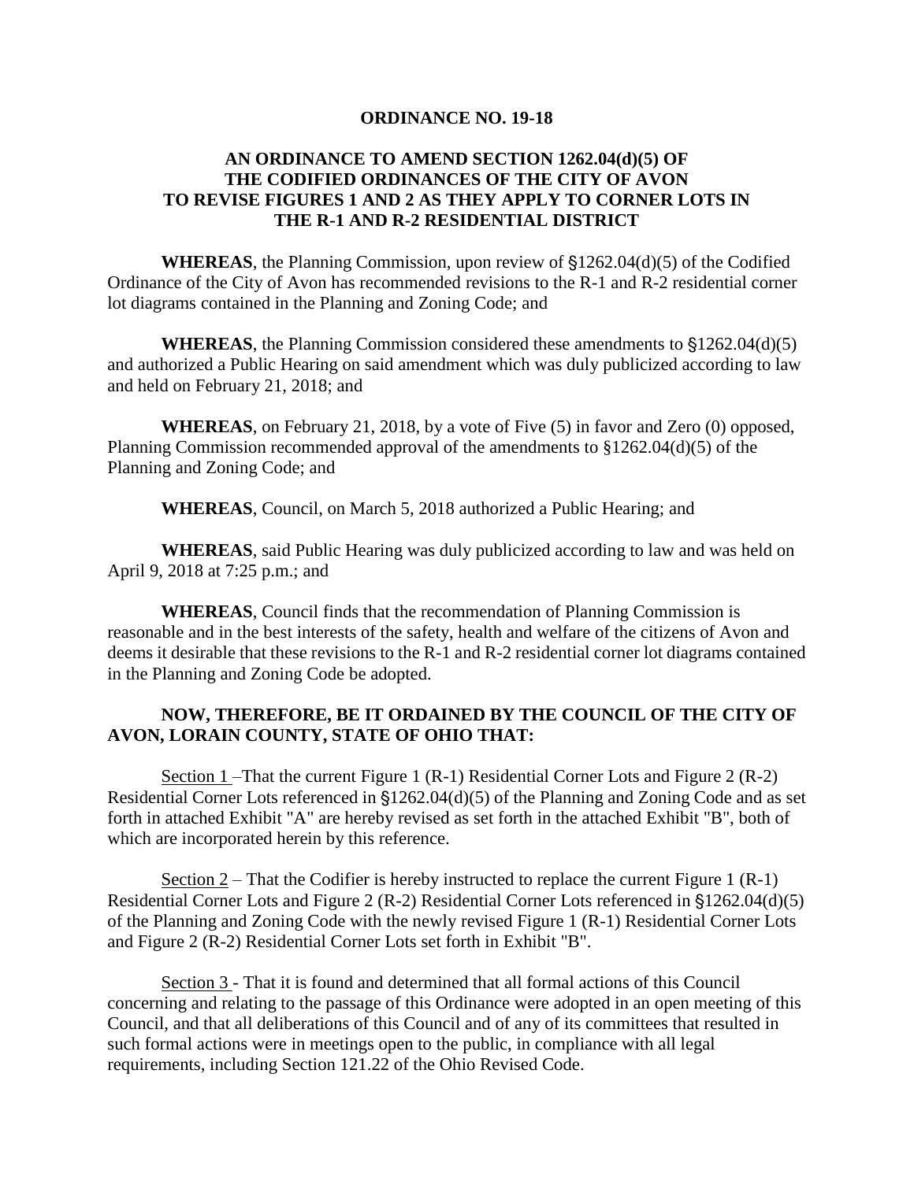# ORDINANCE NO. 19-18

## AN ORDINANCE TO AMEND SECTION 1262.04(d)(5) OF THE CODIFIED ORDINANCES OF THE CITY OF AVON TO REVISE FIGURES 1 AND 2 AS THEY APPLY TO CORNER LOTS IN THE R-1 AND R-2 RESIDENTIAL DISTRICT

**WHEREAS**, the Planning Commission, upon review of §1262.04(d)(5) of the Codified Ordinance of the City of Avon has recommended revisions to the R-1 and R-2 residential corner lot diagrams contained in the Planning and Zoning Code; and

**WHEREAS**, the Planning Commission considered these amendments to §1262.04(d)(5) and authorized a Public Hearing on said amendment which was duly publicized according to law and held on February 21, 2018; and

**WHEREAS**, on February 21, 2018, by a vote of Five (5) in favor and Zero (0) opposed, Planning Commission recommended approval of the amendments to §1262.04(d)(5) of the Planning and Zoning Code; and

**WHEREAS**, Council, on March 5, 2018 authorized a Public Hearing; and

**WHEREAS**, said Public Hearing was duly publicized according to law and was held on April 9, 2018 at 7:25 p.m.; and

**WHEREAS**, Council finds that the recommendation of Planning Commission is reasonable and in the best interests of the safety, health and welfare of the citizens of Avon and deems it desirable that these revisions to the R-1 and R-2 residential corner lot diagrams contained in the Planning and Zoning Code be adopted.

**NOW, THEREFORE, BE IT ORDAINED BY THE COUNCIL OF THE CITY OF AVON, LORAIN COUNTY, STATE OF OHIO THAT:**

Section 1 –That the current Figure 1 (R-1) Residential Corner Lots and Figure 2 (R-2) Residential Corner Lots referenced in §1262.04(d)(5) of the Planning and Zoning Code and as set forth in attached Exhibit "A" are hereby revised as set forth in the attached Exhibit "B", both of which are incorporated herein by this reference.

Section 2 – That the Codifier is hereby instructed to replace the current Figure 1 (R-1) Residential Corner Lots and Figure 2 (R-2) Residential Corner Lots referenced in §1262.04(d)(5) of the Planning and Zoning Code with the newly revised Figure 1 (R-1) Residential Corner Lots and Figure 2 (R-2) Residential Corner Lots set forth in Exhibit "B".

Section 3 - That it is found and determined that all formal actions of this Council concerning and relating to the passage of this Ordinance were adopted in an open meeting of this Council, and that all deliberations of this Council and of any of its committees that resulted in such formal actions were in meetings open to the public, in compliance with all legal requirements, including Section 121.22 of the Ohio Revised Code.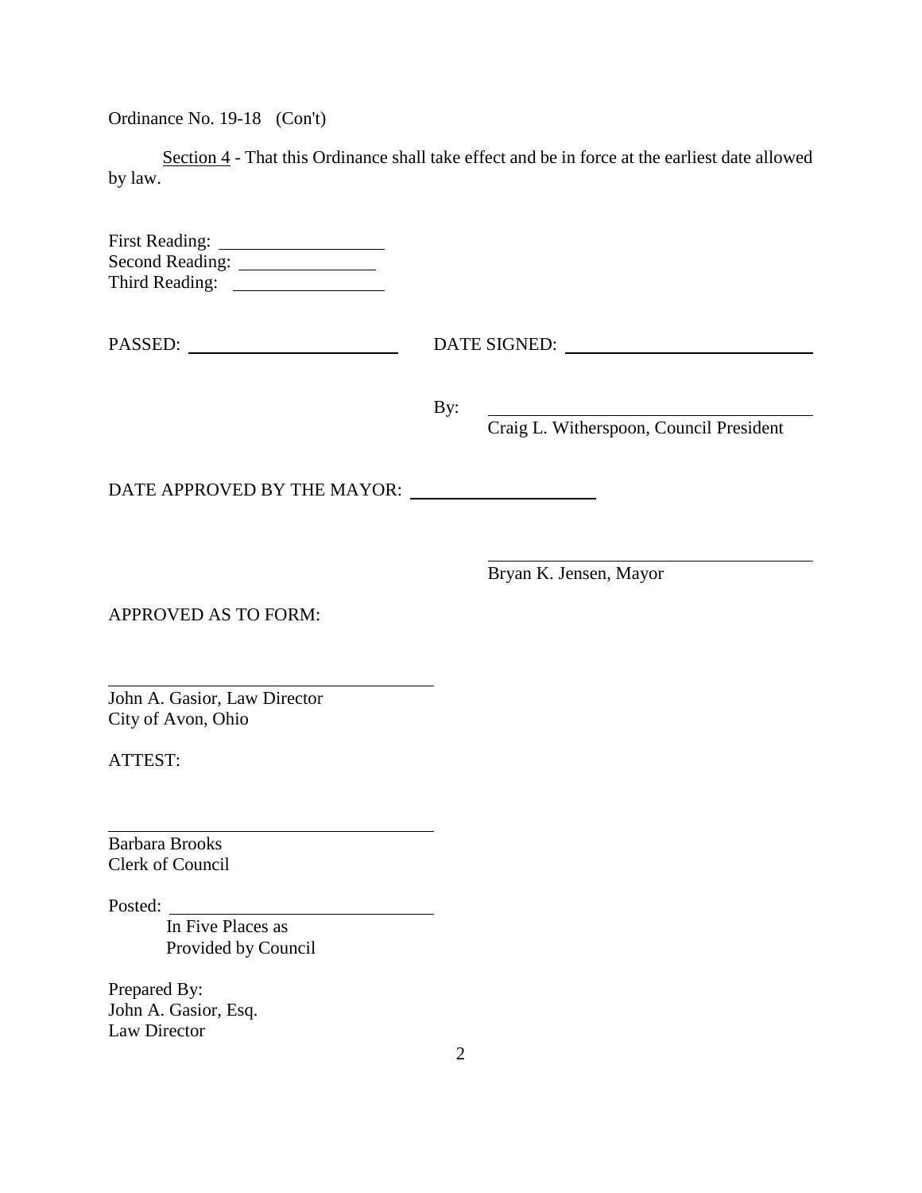Ordinance No. 19-18 (Con't)

Section 4 - That this Ordinance shall take effect and be in force at the earliest date allowed by law.

First Reading: ____________________
Second Reading: ________________
Third Reading: __________________

PASSED: ________________________ DATE SIGNED: ____________________________

By: ______________________________________
Craig L. Witherspoon, Council President

DATE APPROVED BY THE MAYOR: ______________________

______________________________________
Bryan K. Jensen, Mayor

APPROVED AS TO FORM:

______________________________________
John A. Gasior, Law Director
City of Avon, Ohio

ATTEST:

______________________________________
Barbara Brooks
Clerk of Council

Posted: ______________________________
In Five Places as
Provided by Council

Prepared By:
John A. Gasior, Esq.
Law Director